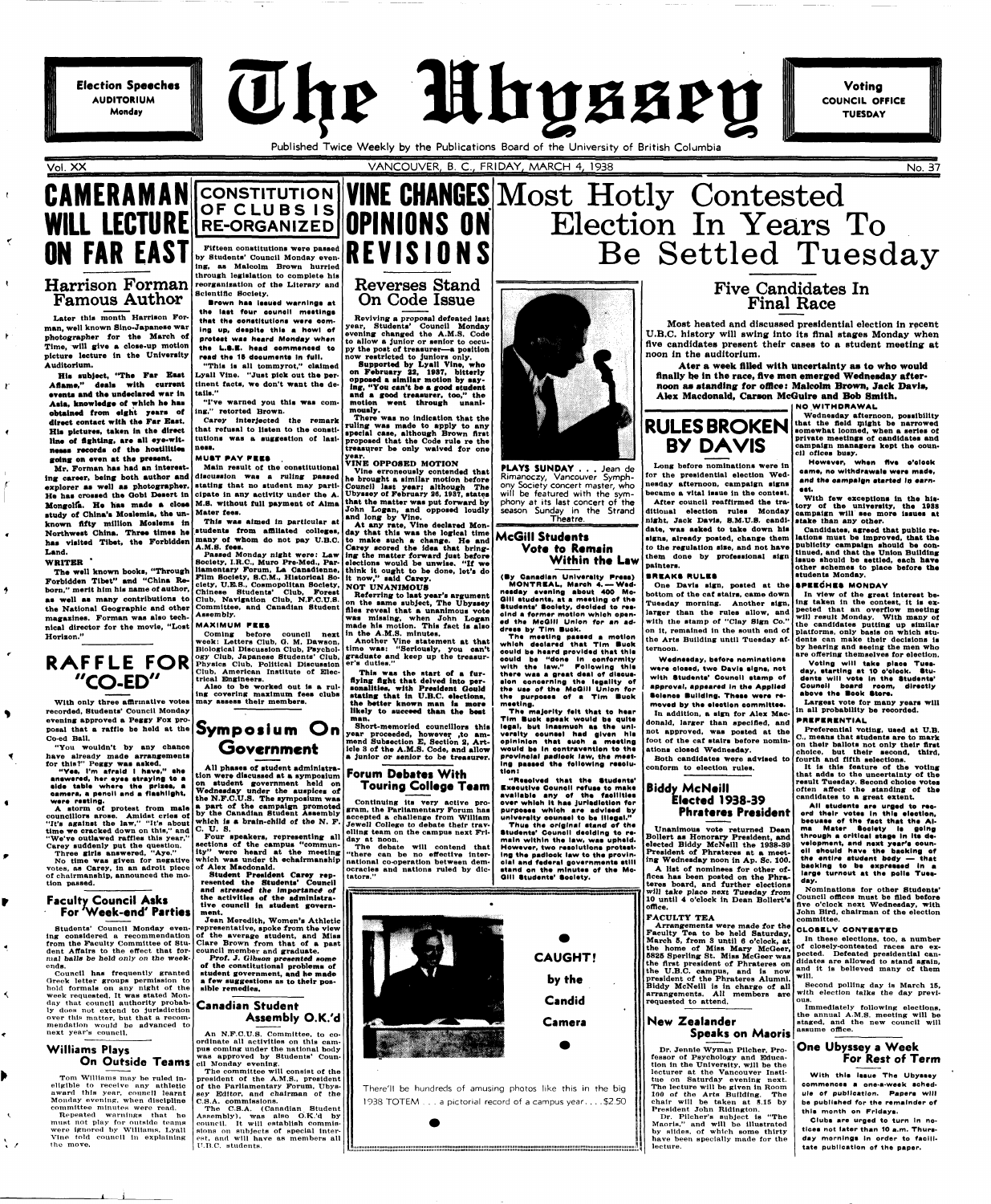Election Speeches
AUDITORIUM
Monday

# The Ubyssey

Voting
COUNCIL OFFICE
TUESDAY

Published Twice Weekly by the Publications Board of the University of British Columbia

Vol. XX — VANCOUVER, B. C., FRIDAY, MARCH 4, 1938 — No. 37

# Most Hotly Contested Election In Years To Be Settled Tuesday

## Five Candidates In Final Race

Most heated and discussed presidential election in recent U.B.C. history will swing into its final stages Monday when five candidates present their cases to a student meeting at noon in the auditorium.

Ater a week filled with uncertainty as to who would finally be in the race, five men emerged Wednesday afternoon as standing for office: Malcolm Brown, Jack Davis, Alex Macdonald, Carson McGuire and Bob Smith.

**NO WITHDRAWAL**

Wednesday afternoon, possibility that the field might be narrowed somewhat loomed, when a series of private meetings of candidates and campaign managers kept the council offices busy.

However, when five o'clock came, no withdrawals were made, *and the campaign started in earnest.*

With few exceptions in the history of the university, the 1938 campaign will see more issues at stake than any other.

Candidates, agreed that public relations must be improved, that the publicity campaign should be continued, and that the Union Building issue should be settled, each have other schemes to place before the students Monday.

**SPEECHES MONDAY**

In view of the great interest being taken in the contest, it is expected that an overflow meeting will result Monday. With many of the candidates putting up similar platforms, only basis on which students can make their decisions is by hearing and seeing the men who are offering themselves for election.

Voting will take place Tuesday, starting at 10 o'clock. Students will vote in the Students' Council board room, directly above the Book Store.

Largest vote for many years will in all probability be recorded.

**PREFERENTIAL**

Preferential voting, used at U.B.C., means that students are to mark on their ballots not only their first choice, but their second, third, fourth and fifth selections.

It is this feature of the voting that adds to the uncertainty of the result Tuesday. Second choice votes often affect the standing of the candidates to a great extent.

All students are urged to record their votes in this election, because of the fact that the Alma Mater Society is going through a critical stage in its development, and next year's council should have the backing of the entire student body — that backing to be expressed in a large turnout at the polls Tuesday.

Nominations for other Students' Council offices must be filed before five o'clock next Wednesday, with John Bird, chairman of the election committee.

**CLOSELY CONTESTED**

In these elections, too, a number of closely-contested races are expected. Defeated presidential candidates are allowed to stand again, and it is believed many of them will.

Second polling day is March 15, with election talks the day previous.

Immediately following elections, the annual A.M.S. meeting will be staged, and the new council will assume office.

# CAMERAMAN WILL LECTURE ON FAR EAST

## Harrison Forman Famous Author

Later this month Harrison Forman, well known Sino-Japanese war photographer for the March of Time, will give a close-up motion picture lecture in the University Auditorium.

His subject, "The Far East Aflame," deals with current events and the undeclared war in Asia, knowledge of which he has obtained from eight years of direct contact with the Far East. His pictures, taken in the direct line of fighting, are all eye-witnesses records of the hostilities going on even at the present.

Mr. Forman has had an interesting career, being both author and explorer as well as photographer. He has crossed the Gobi Desert in Mongolia. He has made a close study of China's Moslems, the unknown fifty million Moslems in Northwest China. Three times he has visited Tibet, the Forbidden Land.

**WRITER**

The well known books, "Through Forbidden Tibet" and "China Reborn," merit him his name of author, as well as many contributions to the National Geographic and other magazines. Forman was also technical director for the movie, "Lost Horizon."

# RAFFLE FOR "CO-ED"

With only three affirmative votes recorded, Students' Council Monday evening approved a Peggy Fox proposal that a raffle be held at the Co-ed Ball.

"You wouldn't by any chance have already made arrangements for this?" Peggy was asked.

"Yes, I'm afraid I have," she answered, her eyes straying to a side table where the prizes, a camera, a pencil and a flashlight, were resting.

A storm of protest from male councillors arose. Amidst cries of "It's against the law," "It's about time we cracked down on this," and "We've outlawed raffles this year," Carey suddenly put the question.

Three girls answered, "Aye."

No time was given for negative votes, as Carey, in an adroit piece of chairmanship, announced the motion passed.

## Faculty Council Asks For 'Week-end' Parties

Students' Council Monday evening considered a recommendation from the Faculty Committee of Student Affairs to the effect that *formal balls be held only on the week-ends.*

Council has frequently granted Greek letter groups permission to hold formals on any night of the week requested. It was stated Monday that council authority probably does not extend to jurisdiction over this matter, but that a recommendation would be advanced to next year's council.

## Williams Plays On Outside Teams

Tom Williams may be ruled ineligible to receive any athletic award this year, council learnt Monday evening when discipline committee minutes were read.

Repeated warnings that he must not play for outside teams were ignored by Williams, Lyall Vine told council in explaining the move.

# CONSTITUTION OF CLUBS IS RE-ORGANIZED

Fifteen constitutions were passed by Students' Council Monday evening, as Malcolm Brown hurried through legislation to complete his reorganization of the Literary and Scientific Society.

**Brown has issued warnings at the last four council meetings that the constitutions were coming up, despite this a howl of protest was heard Monday when the L.S.E. head commenced to read the 15 documents in full.**

"This is all tommyrot," claimed Lyall Vine. "Just pick out the pertinent facts, we don't want the details."

"I've warned you this was coming," retorted Brown.

Carey interjected the remark that refusal to listen to the constitutions was a suggestion of laziness.

**MUST PAY FEES**

Main result of the constitutional discussion was a ruling passed stating that no student may participate in any activity under the A.M.S. without full payment of Alma Mater fees.

This was aimed in particular at students from affiliated colleges, many of whom do not pay U.B.C. A.M.S. fees.

Passed Monday night were: Law Society, I.R.C., Muro Pre-Med., Parliamentary Forum, La Canadienne, Film Society, S.C.M., Historical Society, U.E.S., Cosmopolitan Society, Chinese Students' Club, Forest Club, Navigation Club, N.F.C.U.S. Committee, and Canadian Student Assembly.

**MAXIMUM FEES**

Coming before council next week: Letters Club, G. M. Dawson, Biological Discussion Club, Psychology Club, Japanese Students' Club, Physics Club, Political Discussion Club, American Institute of Electrical Engineers.

Also to be worked out is a ruling covering maximum fees clubs may assess their members.

# Symposium On Government

All phases of student administration were discussed at a symposium on student government held on Wednesday under the auspices of the N.F.C.U.S. The symposium was a part of the campaign promoted by the Canadian Student Assembly which is a brain-child of the N. F. C. U. S.

Four speakers, representing all sections of the campus "community" were heard at the meeting which was under th echairmanship of Alex Macdonald.

Student President Carey represented the Students' Council *and stressed the importance of the activities of the administrative council in student government.*

Jean Meredith, Women's Athletic representative, spoke from the view of the average student, and Miss Clare Brown from that of a past council member and graduate.

*Prof. J. Gibson presented some of the constitutional problems of student government, and he made a few suggestions as to their possible remedies.*

## Canadian Student Assembly O.K.'d

An N.F.C.U.S. Committee, to co-ordinate all activities on this campus coming under the national body was approved by Students' Council Monday evening.

The committee will consist of the president of the A.M.S., president of the Parliamentary Forum, Ubyssey Editor, and chairman of the C.S.A. commissions.

The C.S.A. (Canadian Student Assembly), was also O.K.'d by council. It will establish commissions on subjects of special interest, and will have as members all U.B.C. students.

# VINE CHANGES OPINIONS ON REVISIONS

## Reverses Stand On Code Issue

Reviving a proposal defeated last year, Students' Council Monday evening changed the A.M.S. Code to allow a junior or senior to occupy the post of treasurer—a position now restricted to juniors only.

Supported by Lyall Vine, who on February 22, 1937, bitterly opposed a similar motion by saying, "You can't be a good student and a good treasurer, too," the motion went through unanimously.

There was no indication that the ruling was made to apply to any special case, although Brown first proposed that the Code rule re the treasurer be only waived for one year.

**VINE OPPOSED MOTION**

Vine erroneously contended that he brought a similar motion before Council last year; although The Ubyssey of February 26, 1937, states that the matter was put forward by John Logan, and opposed loudly and long by Vine.

At any rate, Vine declared Monday that this was the logical time to make such a change. He and Carey scored the idea that bringing the matter forward just before elections would be unwise. "If we think it ought to be done, let's do it now," said Carey.

**NOT UNANIMOUS**

Referring to last year's argument on the same subject, The Ubyssey files reveal that a unanimous vote was missing, when John Logan made his motion. This fact is also in the A.M.S. minutes.

Another Vine statement at that time was: "Seriously, you can't graduate and keep up the treasurer's duties."

This was the start of a furflying fight that delved into personalities, with President Gould stating that in U.B.C. elections, the better known man is more likely to succeed than the best man.

Short-memoried councillors this year proceeded, however ,to amend Subsection E, Section 2, Article 3 of the A.M.S. Code, and allow a junior or senior to be treasurer.

## Forum Debates With Touring College Team

Continuing its very active program, the Parliamentary Forum has accepted a challenge from William Jewell College to debate their travelling team on the campus next Friday at noon.

The debate will contend that "there can be no effective international co-operation between democracies and nations ruled by dictators."

PLAYS SUNDAY . . . Jean de Rimanoczy, Vancouver Symphony Society concert master, who will be featured with the symphony at its last concert of the season Sunday in the Strand Theatre.

## McGill Students Vote to Remain Within the Law

(By Canadian University Press)

MONTREAL, March 4.— Wednesday evening about 400 McGill students, at a meeting of the Students' Society, decided to rescind a former motion which opened the McGill Union for an address by Tim Buck.

The meeting passed a motion which declared that Tim Buck could be heard provided that this could be "done in conformity with the law." Following this there was a great deal of discussion concerning the legality of the use of the McGill Union for the purposes of a Tim Buck meeting.

The majority felt that to hear Tim Buck speak would be quite legal, but inasmuch as the university counsel had given his opinion that such a meeting would be in contravention to the provincial padlock law, the meeting passed the following resolution:

"Resolved that the Students' Executive Council refuse to make available any of the facilities over which it has jurisdiction for purposes which are advised by university counsel to be illegal."

Thus the original stand of the Students' Council deciding to remain within the law, was upheld. However, two resolutions protesting the padlock law to the provincial and federal governments still stand on the minutes of the McGill Students' Society.

**CAUGHT! by the Candid Camera**

There'll be hundreds of amusing photos like this in the big 1938 TOTEM . . . a pictorial record of a campus year. . . . $2.50

# RULES BROKEN BY DAVIS

Long before nominations were in for the presidential election Wednesday afternoon, campaign signs became a vital issue in the contest.

After council reaffirmed the traditional election rules Monday night, Jack Davis, S.M.U.S. candidate, was asked to take down his signs, already posted, change them to the regulation size, and not have them done by professional sign painters.

**BREAKS RULES**

One Davis sign, posted at the bottom of the caf stairs, came down Tuesday morning. Another sign, larger than the rules allow, and with the stamp of "Clay Sign Co." on it, remained in the south end of the Arts Building until Tuesday afternoon.

Wednesday, before nominations were closed, two Davis signs, not with Students' Council stamp of approval, appeared in the Applied Science Building. These were removed by the election committee.

In addition, a sign for Alex Macdonald, larger than specified, and not approved, was posted at the foot of the caf stairs before nominations closed Wednesday.

Both candidates were advised to conform to election rules.

## Biddy McNeill Elected 1938-39 Phrateres President

Unanimous vote returned Dean Bollert as Honorary President, and elected Biddy McNeill the 1938-39 President of Phrateres at a meeting Wednesday noon in Ap. Sc. 100.

A list of nominees for other offices has been posted on the Phrateres board, and further elections *will take place next Tuesday from* 10 until 4 o'clock in Dean Bollert's office.

**FACULTY TEA**

Arrangements were made for the Faculty Tea to be held Saturday, March 5, from 3 until 6 o'clock, at the home of Miss Mary McGeer, 5825 Sperling St. Miss McGeer was the first president of Phrateres on the U.B.C. campus, and is now president of the Phrateres Alumni. Biddy McNeill is in charge of all arrangements. All members are requested to attend.

## New Zealander Speaks on Maoris

Dr. Jennie Wyman Pilcher, Professor of Psychology and Education in the University, will be the lecturer at the Vancouver Institute on Saturday evening next. The lecture will be given in Room 100 of the Arts Building. The chair will be taken at 8.15 by President John Ridington.

Dr. Pilcher's subject is "The Maoris," and will be illustrated by slides, of which some thirty have been specially made for the lecture.

## One Ubyssey a Week For Rest of Term

With this issue The Ubyssey commences a one-a-week schedule of publication. Papers will be published for the remainder of this month on Fridays.

Clubs are urged to turn in notices not later than 10 a.m. Thursday mornings in order to facilitate publication of the paper.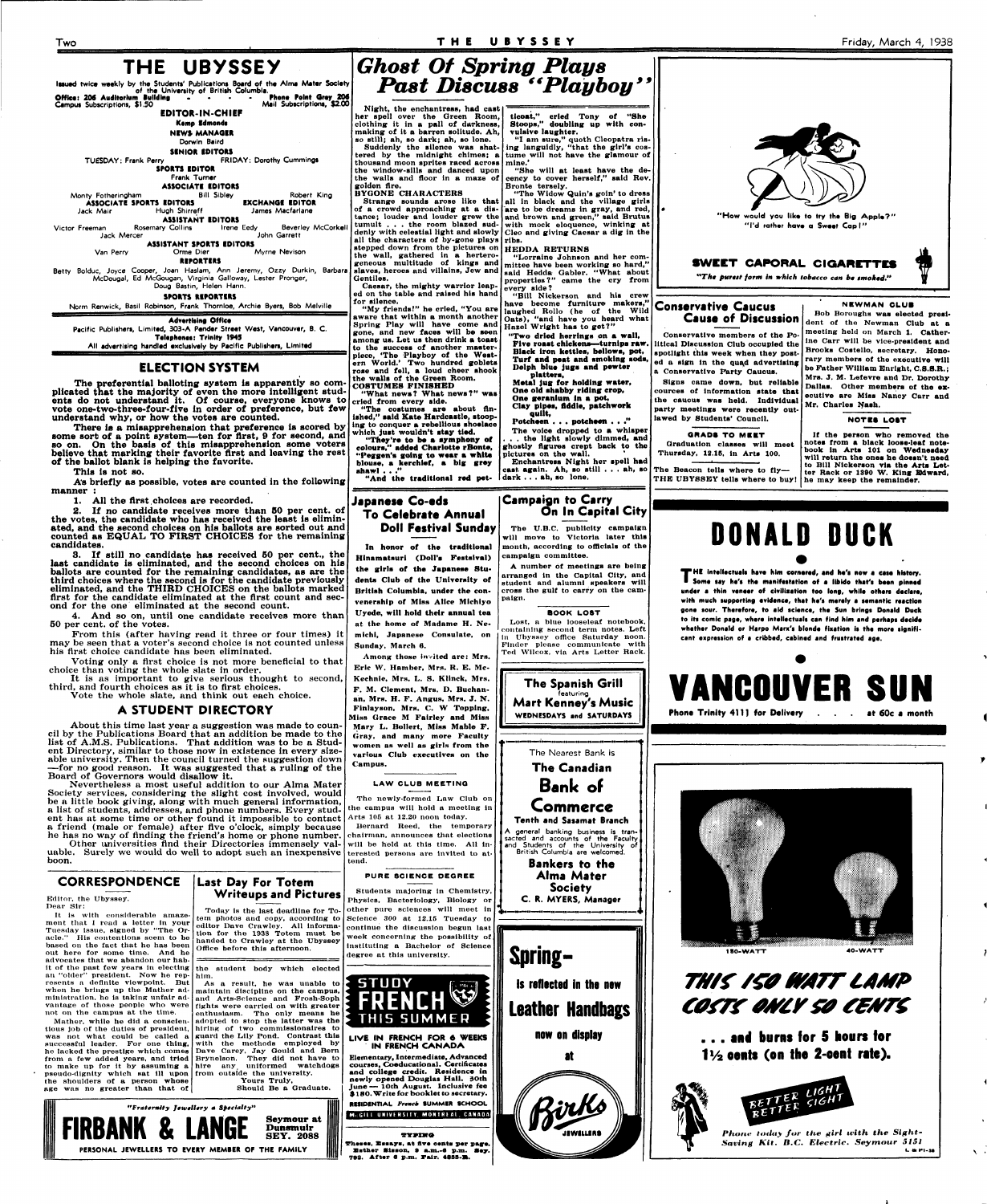# THE UBYSSEY

Issued twice weekly by the Students' Publications Board of the Alma Mater Society of the University of British Columbia.

Office: 206 Auditorium Building - - - - Phone Point Grey 206

Campus Subscriptions, $1.50 — Mail Subscriptions, $2.00

**EDITOR-IN-CHIEF**
Kemp Edmonds

**NEWS MANAGER**
Dorwin Baird

**SENIOR EDITORS**
TUESDAY: Frank Perry — FRIDAY: Dorothy Cummings

**SPORTS EDITOR**
Frank Turner

**ASSOCIATE EDITORS**
Monty Fotheringham, Bill Sibley, Robert King

**ASSOCIATE SPORTS EDITORS**
Jack Mair, Hugh Shirreff

**EXCHANGE EDITOR**
James Macfarlane

**ASSISTANT EDITORS**
Victor Freeman, Rosemary Collins, Irene Eedy, Beverley McCorkell, Jack Mercer, John Garrett

**ASSISTANT SPORTS EDITORS**
Van Perry, Orme Dier, Myrne Nevison

**REPORTERS**
Betty Bolduc, Joyce Cooper, Joan Haslam, Ann Jeremy, Ozzy Durkin, Barbara McDougal, Ed McGougan, Virginia Galloway, Lester Pronger, Doug Bastin, Helen Hann.

**SPORTS REPORTERS**
Norm Renwick, Basil Robinson, Frank Thornloe, Archie Byers, Bob Melville

**Advertising Office**
Pacific Publishers, Limited, 303-A Pender Street West, Vancouver, B. C.
Telephones: Trinity 1945
All advertising handled exclusively by Pacific Publishers, Limited

## ELECTION SYSTEM

The preferential balloting system is apparently so complicated that the majority of even the more intelligent students do not understand it. Of course, everyone knows to vote one-two-three-four-five in order of preference, but few understand why, or how the votes are counted.

There is a misapprehension that preference is scored by some sort of a point system—ten for first, 9 for second, and so on. On the basis of this misapprehension some voters believe that marking their favorite first and leaving the rest of the ballot blank is helping the favorite.

This is not so.

As briefly as possible, votes are counted in the following manner :

1. All the first choices are recorded.

2. If no candidate receives more than 50 per cent. of the votes, the candidate who has received the least is eliminated, and the second choices on his ballots are sorted out and counted as EQUAL TO FIRST CHOICES for the remaining candidates.

3. If still no candidate has received 50 per cent., the last candidate is eliminated, and the second choices on his ballots are counted for the remaining candidates, as are the third choices where the second is for the candidate previously eliminated, and the THIRD CHOICES on the ballots marked first for the candidate eliminated at the first count and second for the one eliminated at the second count.

4. And so on, until one candidate receives more than 50 per cent. of the votes.

From this (after having read it three or four times) it may be seen that a voter's second choice is not counted unless his first choice candidate has been eliminated.

Voting only a first choice is not more beneficial to that choice than voting the whole slate in order.

It is as important to give serious thought to second, third, and fourth choices as it is to first choices.

Vote the whole slate, and think out each choice.

## A STUDENT DIRECTORY

About this time last year a suggestion was made to council by the Publications Board that an addition be made to the list of A.M.S. Publications. That addition was to be a Student Directory, similar to those now in existence in every sizeable university. Then the council turned the suggestion down —for no good reason. It was suggested that a ruling of the Board of Governors would disallow it.

Nevertheless a most useful addition to our Alma Mater Society services, considering the slight cost involved, would be a little book giving, along with much general information, a list of students, addresses, and phone numbers. Every student has at some time or other found it impossible to contact a friend (male or female) after five o'clock, simply because he has no way of finding the friend's home or phone number.

Other universities find their Directories immensely valuable. Surely we would do well to adopt such an inexpensive boon.

## CORRESPONDENCE

Editor, the Ubyssey.
Dear Sir:

It is with considerable amazement that I read a letter in your Tuesday issue, signed by "The Oracle." His contentions seem to be based on the fact that he has been out here for some time. And he advocates that we abandon our habit of the past few years in electing an "older" president. Now he represents a definite viewpoint. But when he brings up the Mather administration, he is taking unfair advantage of those people who were not on the campus at the time.

Mather, while he did a conscientious job of the duties of president, was not what could be called a successful leader. For one thing, he lacked the prestige which comes from a few added years, and tried to make up for it by assuming a pseudo-dignity which sat ill upon the shoulders of a person whose age was no greater than that of the student body which elected him.

As a result, he was unable to maintain discipline on the campus, and Arts-Science and Frosh-Soph fights were carried on with greater enthusiasm. The only means he adopted to stop the latter was the hiring of two commissionaires to guard the Lily Pond. Contrast this with the methods employed by Dave Carey, Jay Gould and Bern Brynelson. They did not have to hire any uniformed watchdogs from outside the university.

Yours Truly,
Should Be a Graduate.

## Last Day For Totem Writeups and Pictures

Today is the last deadline for Totem photos and copy, according to editor Dave Crawley. All information for the 1938 Totem must be handed to Crawley at the Ubyssey Office before this afternoon.

"Fraternity Jewellery a Specialty"
**FIRBANK & LANGE** — Seymour at Dunsmuir — SEY. 2088
PERSONAL JEWELLERS TO EVERY MEMBER OF THE FAMILY

# Ghost Of Spring Plays Past Discuss "Playboy"

Night, the enchantress, had cast her spell over the Green Room, clothing it in a pall of darkness, making of it a barren solitude. Ah, so still; ah, so dark; ah, so lone.

Suddenly the silence was shattered by the midnight chimes; a thousand moon sprites raced across the window-sills and danced upon the walls and floor in a maze of golden fire.

**BYGONE CHARACTERS**

Strange sounds arose like that of a crowd approaching at a distance; louder and louder grew the tumult . . . the room blazed suddenly with celestial light and slowly all the characters of by-gone plays stepped down from the pictures on the wall, gathered in a hertereogeneous multitude of kings and slaves, heroes and villains, Jew and Gentiles.

Caesar, the mighty warrior leaped on the table and raised his hand for silence.

"My friends!" he cried, "You are aware that within a month another Spring Play will have come and gone, and new faces will be seen among us. Let us then drink a toast to the success of another masterpiece, 'The Playboy of the Western World.' Two hundred goblets rose and fell, a loud cheer shook the walls of the Green Room.

**COSTUMES FINISHED**

"What news? What news?" was cried from every side.

"The costumes are about finished," said Kate Hardcastle, stooping to conquer a rebellious shoelace which just wouldn't stay tied.

"They're to be a symphony of colours," added Charlotte rBonte, "Peggen's going to wear a white blouse, a kerchief, a big grey shawl . . ."

"And the traditional red petticoat," cried Tony of "She Stoops," doubling up with convulsive laughter.

"I am sure," quoth Cleopatra rising languidly, "that the girl's costume will not have the glamour of mine.'

"She will at least have the decency to cover herself," said Rev. Bronte tersely.

"The Widow Quin's goin' to dress all in black and the village girls are to be dreams in gray, and red, and brown and green," said Brutus with mock eloquence, winking at Cleo and giving Caesar a dig in the ribs.

**HEDDA RETURNS**

"Lorraine Johnson and her committee have been working so hard," said Hedda Gabler. "What about properties?" came the cry from every side?

"Bill Nickerson and his crew have become furniture makers," laughed Rollo (he of the Wild Oats), "and have you heard what Hazel Wright has to get?"

"Two dried herrings on a wall, **Five roast chickens—turnips raw. Black iron kettles, bellows, pot, Turf and peat and smoking soda, Delph blue jugs and pewter platters, Metal jug for holding water, One old shabby riding crop, One geranium in a pot, Clay pipes, fiddle, patchwork quilt, Potcheen . . . potcheen . . .**"

The voice dropped to a whisper . . . the light slowly dimmed, and ghostly figures crept back to the pictures on the wall.

Enchantress Night her spell had cast again. Ah, so still . . . ah, so dark . . . ah, so lone.

## Japanese Co-eds To Celebrate Annual Doll Festival Sunday

In honor of the traditional Hinamatsuri (Doll's Festival) the girls of the Japanese Students Club of the University of British Columbia, under the convenership of Miss Alice Michiyo Uyede, will hold their annual tea at the home of Madame H. Nemichi, Japanese Consulate, on Sunday, March 6.

Among those invited are: Mrs. Eric W. Hamber, Mrs. R. E. McKechnie, Mrs. L. S. Klinck, Mrs. F. M. Clement, Mrs. D. Buchanan, Mrs. H. F. Angus, Mrs. J. N. Finlayson, Mrs. C. W Topping, Miss Grace M Fairley and Miss Mary L. Bollert, Miss Mable F. Gray, and many more Faculty women as well as girls from the various Club executives on the Campus.

### LAW CLUB MEETING

The newly-formed Law Club on the campus will hold a meeting in Arts 105 at 12.20 noon today.

Bernard Reed, the temporary chairman, announces that elections will be held at this time. All interested persons are invited to attend.

### PURE SCIENCE DEGREE

Students majoring in Chemistry, Physics, Bacteriology, Biology or other pure sciences will meet in Science 300 at 12.15 Tuesday to continue the discussion begun last week concerning the possibility of instituting a Bachelor of Science degree at this university.

**STUDY FRENCH THIS SUMMER**

LIVE IN FRENCH FOR 6 WEEKS IN FRENCH CANADA

Elementary, Intermediate, Advanced courses, Coeducational. Certificates and college credit. Residence in newly opened Douglas Hall. 30th June — 10th August. Inclusive fee $180. Write for booklet to secretary.

RESIDENTIAL French SUMMER SCHOOL

McGILL UNIVERSITY, MONTREAL, CANADA

### TYPING

Theses, Essays, at five cents per page. Esther Sisson, 9 a.m.-6 p.m. Sey. 792. After 6 p.m. Fair. 4855-R.

## Campaign to Carry On In Capital City

The U.B.C. publicity campaign will move to Victoria later this month, according to officials of the campaign committee.

A number of meetings are being arranged in the Capital City, and student and alumni speakers will cross the gulf to carry on the campaign.

### BOOK LOST

Lost, a blue looseleaf notebook, containing second term notes. Left in Ubyssey office Saturday noon. Finder please communicate with Ted Wilcox, via Arts Letter Rack.

**The Spanish Grill**
featuring
**Mart Kenney's Music**
WEDNESDAYS and SATURDAYS

The Nearest Bank is
**The Canadian Bank of Commerce**
**Tenth and Sasamat Branch**
A general banking business is transacted and accounts of the Faculty and Students of the University of British Columbia are welcomed.
**Bankers to the Alma Mater Society**
C. R. MYERS, Manager

**Spring—**
**is reflected in the new Leather Handbags**
**now on display at**
Birks
JEWELLERS

"How would you like to try the Big Apple?"
"I'd rather have a Sweet Cap!"

**SWEET CAPORAL CIGARETTES**
*"The purest form in which tobacco can be smoked."*

## Conservative Caucus Cause of Discussion

Conservative members of the Political Discussion Club occupied the spotlight this week when they posted a sign in the quad advertising a Conservative Party Caucus.

Signs came down, but reliable sources of information state that the caucus was held. Individual party meetings were recently outlawed by Students' Council.

### GRADS TO MEET

Graduation classes will meet Thursday, 12.15, in Arts 100.

The Beacon tells where to fly—
THE UBYSSEY tells where to buy!

### NEWMAN CLUB

Bob Boroughs was elected president of the Newman Club at a meeting held on March 1. Catherine Carr will be vice-president and Brooks Costello, secretary. Honorary members of the executive will be Father William Enright, C.S.S.R.; Mrs. J. M. Lefevre and Dr. Dorothy Dallas. Other members of the executive are Miss Nancy Carr and Mr. Charles Nash.

### NOTES LOST

If the person who removed the notes from a black loose-leaf notebook in Arts 101 on Wednesday will return the ones he doesn't need to Bill Nickerson via the Arts Letter Rack or 1390 W. King Edward, he may keep the remainder.

# DONALD DUCK

**THE intellectuals have him cornered, and he's now a case history. Some say he's the manifestation of a libido that's been pinned under a thin veneer of civilization too long, while others declare, with much supporting evidence, that he's merely a semantic reaction gone sour. Therefore, to aid science, the Sun brings Donald Duck to its comic page, where intellectuals can find him and perhaps decide whether Donald or Harpo Marx's blonde fixation is the more significant expression of a cribbed, cabined and frustrated age.**

# VANCOUVER SUN

**Phone Trinity 4111 for Delivery . . . at 60c a month**

150-WATT — 40-WATT

***THIS 150 WATT LAMP COSTS ONLY 50 CENTS***

**. . . and burns for 5 hours for 1½ cents (on the 2-cent rate).**

BETTER LIGHT BETTER SIGHT

*Phone today for the girl with the Sight-Saving Kit. B.C. Electric. Seymour 5151*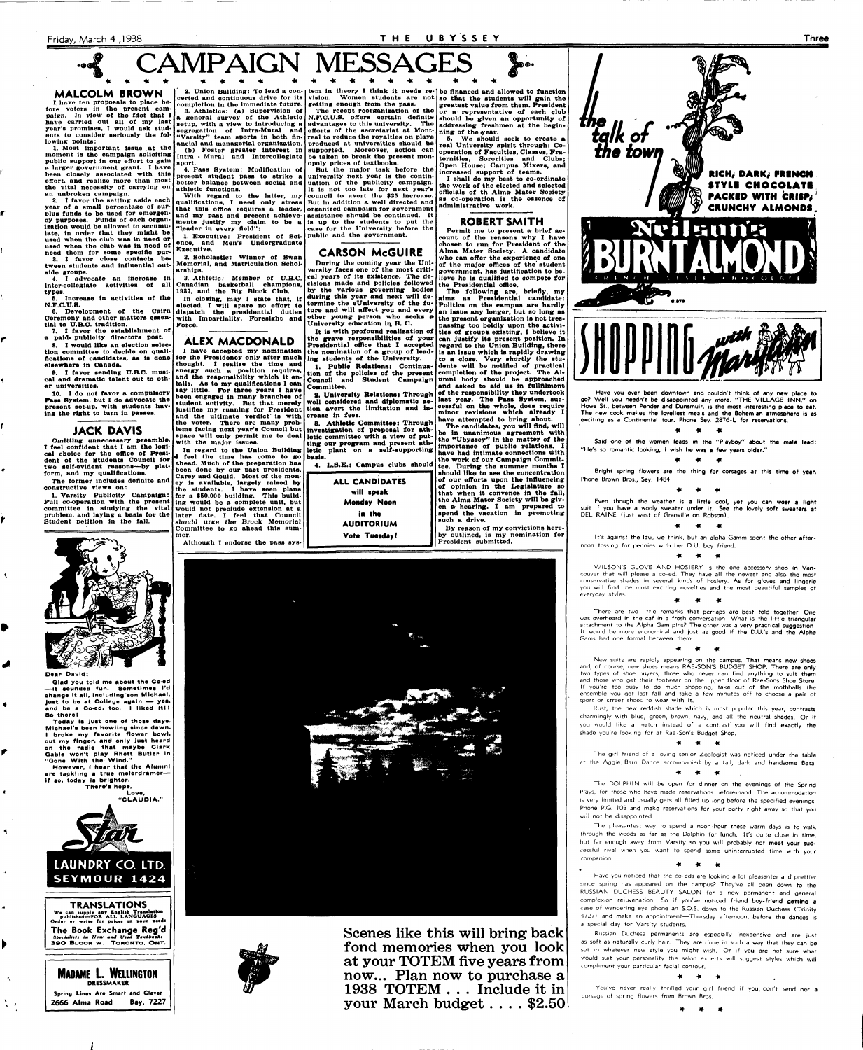# CAMPAIGN MESSAGES

## MALCOLM BROWN

I have ten proposals to place before voters in the present campaign. In view of the fact that I have carried out all of my last year's promises, I would ask students to consider seriously the following points:

1. Most important issue at the moment is the campaign soliciting public support in our effort to gain a larger government grant. I have been closely associated with this effort, and realize more than most the vital necessity of carrying on an unbroken campaign.

2. I favor the setting aside each year of a small percentage of surplus funds to be used for emergency purposes. Funds of each organization would be allowed to accumulate, in order that they might be used when the club was in need of used when the club was in need of need them for some specific purpose.

3. I favor close contacts between students and influential outside groups.

4. I advocate an increase in inter-collegiate activities of all types.

5. Increase in activities of the N.F.C.U.S.

6. Development of the Cairn Ceremony and other matters essential to U.B.C. tradition.

7. I favor the establishment of a paid publicity directors post.

8. I would like an election selection committee to decide on qualifications of candidates, as is done elsewhere in Canada.

9. I favor sending U.B.C. musical and dramatic talent out to other universities.

10. I do not favor a compulsory Pass System, but I do advocate the present set-up, with students having the right to turn in passes.

## JACK DAVIS

Omitting unnecessary preamble, I feel confident that I am the logical choice for the office of President of the Students Council for two self-evident reasons—by platform, and my qualifications.

The former includes definite and constructive views on:

1. Varsity Publicity Campaign: Full co-operation with the present committee in studying the vital problem, and laying a basis for the Student petition in the fall.

2. Union Building: To lead a concerted and continuous drive for its completion in the immediate future.

3. Athletics: (a) Supervision of a general survey of the Athletic setup, with a view to introducing a segregation of Intra-Mural and "Varsity" team sports in both financial and managerial organization.

(b) Foster greater interest in Intra - Mural and Intercollegiate sport.

4. Pass System: Modification of present student pass to strike a better balance between social and athletic functions.

With regard to the latter, my qualifications, I need only stress that this office requires a leader, and my past and present achievements justify my claim to be a "leader in every field":

1. Executive: President of Science, and Men's Undergraduate Executive.

2. Scholastic: Winner of Swan Memorial, and Matriculation Scholarships.

3. Athletic: Member of U.B.C. Canadian basketball champions, 1937, and the Big Block Club.

In closing, may I state that, if elected, I will spare no effort to dispatch the presidential duties with Impartiality, Foresight and Force.

## ALEX MACDONALD

I have accepted my nomination for the Presidency only after much thought. I realize the time and energy such a position requires, and the responsibility which it entails. As to my qualifications I can say little. For three years I have been engaged in many branches of student activity. But that merely justifies my running for President and the ultimate verdict is with the voter. There are many problems facing next year's Council but space will only permit me to deal with the major issues.

In regard to the Union Building I feel the time has come to go ahead. Much of the preparation has been done by our past presidents, Carey and Gould. Most of the money is available, largely raised by the students. I have seen plans for a $50,000 building. This building would be a complete unit, but would not preclude extension at a later date. I feel that Council should urge the Brock Memorial Committee to go ahead this summer.

Although I endorse the pass system in theory I think it needs revision. Women students are not getting enough from the pass.

The recent reorganization of the N.F.C.U.S. offers certain definite advantages to this university. The efforts of the secretariat at Montreal to reduce the royalties on plays produced at universities should be supported. Moreover, action can be taken to break the present monopoly prices of textbooks.

But the major task before the university next year is the continuation of the publicity campaign. It is not too late for next year's council to avert the $25 increase. But in addition a well directed and organized campaign for government assistance should be continued. It is up to the students to put the case for the University before the public and the government.

## CARSON McGUIRE

During the coming year the University faces one of the most critical years of its existence. The decisions made and policies followed by the various governing bodies during this year and next will determine the eUniversity of the future and will affect you and every other young person who seeks a University education in B. C.

It is with profound realization of the grave responsibilities of your Presidential office that I accepted the nomination of a group of leading students of the University.

1. **Public Relations:** Continuation of the policies of the present Council and Student Campaign Committee.

2. **University Relations:** Through well considered and diplomatic action avert the limitation and increase in fees.

3. **Athletic Committee:** Through investigation of proposal for athletic committee with a view of putting our program and present athletic plant on a self-supporting basis.

4. **L.S.E.:** Campus clubs should be financed and allowed to function so that the students will gain the greatest value from them. President or a representative of each club should be given an opportunity of addressing freshmen at the beginning of the year.

5. We should seek to create a real University spirit through: Cooperation of Faculties, Classes, Fraternities, Sororities and Clubs; Open House; Campus Mixers, and increased support of teams.

I shall do my best to co-ordinate the work of the elected and selected officials of th Alma Mater Society as co-operation is the essence of administrative work.

**ALL CANDIDATES will speak Monday Noon in the AUDITORIUM Vote Tuesday!**

## ROBERT SMITH

Permit me to present a brief account of the reasons why I have chosen to run for President of the Alma Mater Society. A candidate who can offer the experience of one of the major offices of the student government, has justification to believe he is qualified to compete for the Presidential office.

The following are, briefly, my aims as Presidential candidate: Politics on the campus are hardly an issue any longer, but so long as the present organization is not trespassing too boldly upon the activities of groups existing, I believe it can justify its present position. In regard to the Union Building, there is an issue which is rapidly drawing to a close. Very shortly the students will be notified of practical completion of the project. The Alumni body should be approached and asked to aid us in fulfillment of the responsibility they undertook last year. The Pass System, successful on the whole, does require minor revisions which already I have attempted to bring about.

The candidates, you will find, will be in unanimous agreement with the "Ubyssey" in the matter of the importance of public relations. I have had intimate connections with the work of our Campaign Committee. During the summer months I should like to see the concentration of our efforts upon the influencing of opinion in the Legislature so that when it convenes in the fall, the Alma Mater Society will be given a hearing. I am prepared to spend the vacation in promoting such a drive.

By reason of my convictions hereby outlined, is my nomination for President submitted.

---

Dear David:

Glad you told me about the Co-ed —it sounded fun. Sometimes I'd change it all, including son Michael, just to be at College again — yes, and be a Co-ed, too. I liked it!! So there!

Today is just one of those days. Michael's been howling since dawn, I broke my favorite flower bowl, cut my finger, and only just heard on the radio that maybe Clark Gable won't play Rhett Butler in "Gone With the Wind."

However, I hear that the Alumni are tackling a true melerdramer—if so, today is brighter.

There's hope,
Love,
"CLAUDIA."

**Star LAUNDRY CO. LTD.**
**SEYMOUR 1424**

---

**TRANSLATIONS**

We can supply any English Translation published—FOR ALL LANGUAGES
Order or write for prices on your needs

**The Book Exchange Reg'd**
Specialists in New and Used Textbooks
390 BLOOR W. TORONTO, ONT.

---

**MADAME L. WELLINGTON**
DRESSMAKER
Spring Lines Are Smart and Clever
2666 Alma Road Bay. 7227

---

Scenes like this will bring back fond memories when you look at your TOTEM five years from now... Plan now to purchase a 1938 TOTEM . . . Include it in your March budget . . . . $2.50

---

the talk of the town

RICH, DARK, FRENCH STYLE CHOCOLATE PACKED WITH CRISP, CRUNCHY ALMONDS.

**Neilson's BURNT ALMOND**
FRENCH STYLE CHOCOLATE

---

# SHOPPING with Mary Ann

Have you ever been downtown and couldn't think of any new place to go? Well you needn't be disappointed any more. "THE VILLAGE INN," on Howe St., between Pender and Dunsmuir, is the most interesting place to eat. The new cook makes the loveliest meals and the Bohemian atmosphere is as exciting as a Continental tour. Phone Sey. 2876-L for reservations.

\* \* \*

Said one of the women leads in the "Playboy" about the male lead: "He's so romantic looking, I wish he was a few years older."

\* \* \*

Bright spring flowers are the thing for corsages at this time of year. Phone Brown Bros., Sey. 1484.

\* \* \*

Even though the weather is a little cool, yet you can wear a light suit if you have a wooly sweater under it. See the lovely soft sweaters at DEL RAINE (just west of Granville on Robson).

\* \* \*

It's against the law, we think, but an alpha Gamm spent the other afternoon tossing for pennies with her D.U. boy friend.

\* \* \*

WILSON'S GLOVE AND HOSIERY is the one accessory shop in Vancouver that will please a co-ed. They have all the newest and also the most conservative shades in several kinds of hosiery. As for gloves and lingerie you will find the most exciting novelties and the most beautiful samples of everyday styles.

\* \* \*

There are two little remarks that perhaps are best told together. One was overheard in the caf in a frosh conversation: What is the little triangular attachment to the Alpha Gam pins? The other was a very practical suggestion: It would be more economical and just as good if the D.U.'s and the Alpha Gams had one formal between them.

\* \* \*

New suits are rapidly appearing on the campus. That means new shoes and, of course, new shoes means RAE-SON'S BUDGET SHOP. There are only two types of shoe buyers, those who never can find anything to suit them and those who get their footwear on the upper floor of Rae-Sons Shoe Store. If you're too busy to do much shopping, take out of the mothballs the ensemble you got last fall and take a few minutes off to choose a pair of sport or street shoes to wear with it.

Rust, the new reddish shade which is most popular this year, contrasts charmingly with blue, green, brown, navy, and all the neutral shades. Or if you would like a match instead of a contrast you will find exactly the shade you're looking for at Rae-Son's Budget Shop.

\* \* \*

The girl friend of a loving senior Zoologist was noticed under the table at the Aggie Barn Dance accompanied by a tall, dark and handsome Beta.

\* \* \*

The DOLPHIN will be open for dinner on the evenings of the Spring Plays, for those who have made reservations before-hand. The accommodation is very limited and usually gets all filled up long before the specified evenings. Phone P.G. 103 and make reservations for your party right away so that you will not be disappointed.

The pleasantest way to spend a noon-hour these warm days is to walk through the woods as far as the Dolphin for lunch. It's quite close in time, but far enough away from Varsity so you will probably not meet your successful rival when you want to spend some uninterrupted time with your companion.

\* \* \*

Have you noticed that the co-eds are looking a lot pleasanter and prettier since spring has appeared on the campus? They've all been down to the RUSSIAN DUCHESS BEAUTY SALON for a new permanent and general complexion rejuvenation. So if you've noticed friend boy-friend getting a case of wandering eye phone an S.O.S. down to the Russian Duchess (Trinity 4727) and make an appointment—Thursday afternoon, before the dances is a special day for Varsity students.

Russian Duchess permanents are especially inexpensive and are just as soft as naturally curly hair. They are done in such a way that they can be set in whatever new style you might wish. Or if you are not sure what would suit your personality the salon experts will suggest styles which will compliment your particular facial contour.

\* \* \*

You've never really thrilled your girl friend if you, don't send her a corsage of spring flowers from Brown Bros.

\* \* \*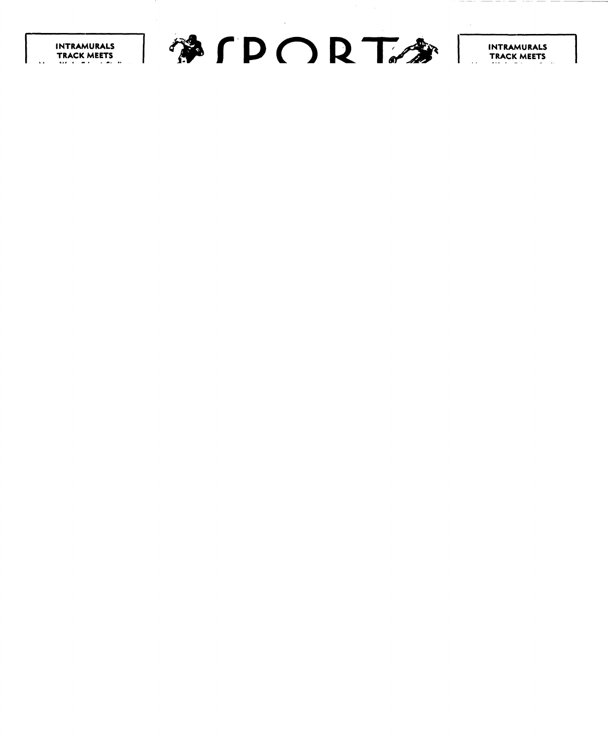INTRAMURALS
TRACK MEETS

# SPORTS

INTRAMURALS
TRACK MEETS